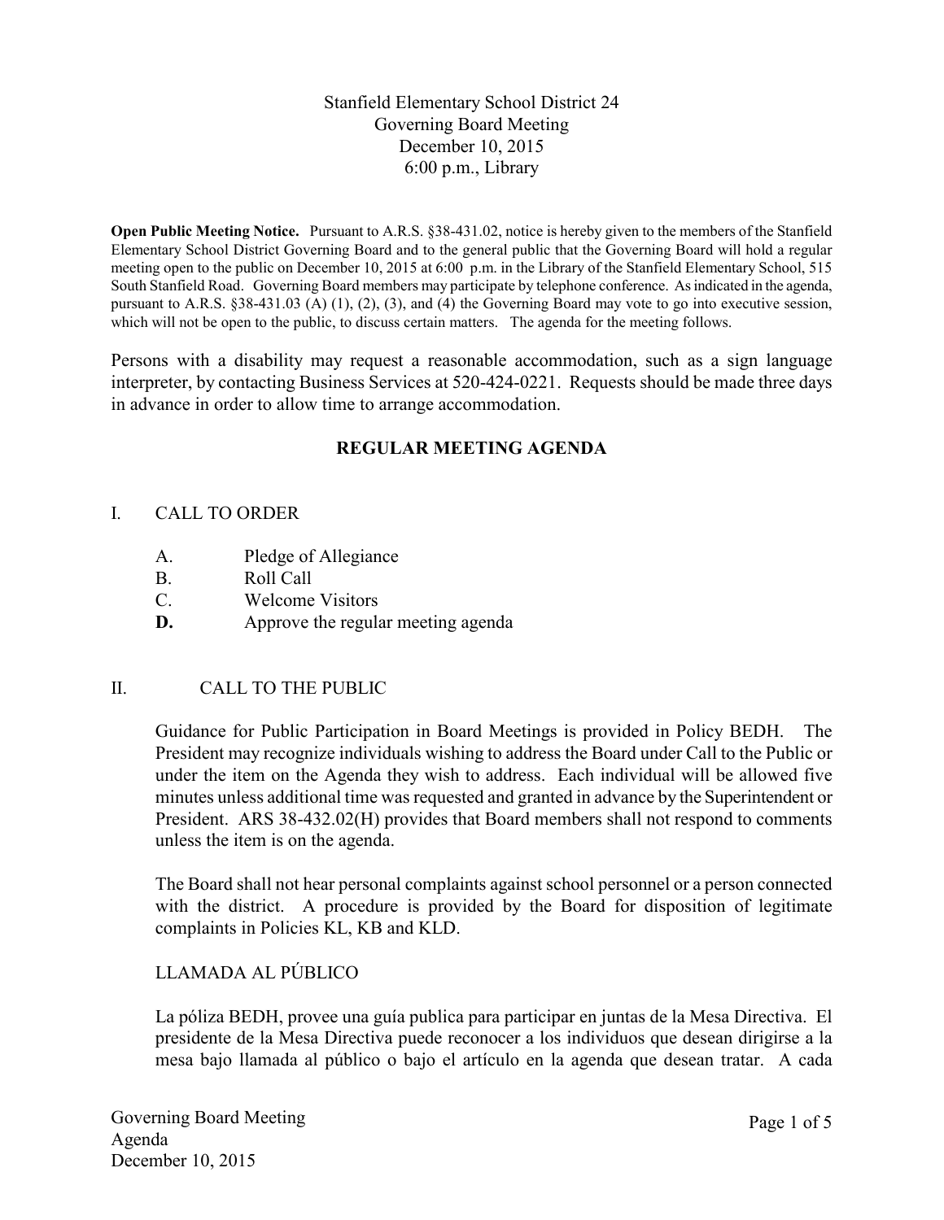# Stanfield Elementary School District 24
## Governing Board Meeting
## December 10, 2015
## 6:00 p.m., Library

**Open Public Meeting Notice.** Pursuant to A.R.S. §38-431.02, notice is hereby given to the members of the Stanfield Elementary School District Governing Board and to the general public that the Governing Board will hold a regular meeting open to the public on December 10, 2015 at 6:00 p.m. in the Library of the Stanfield Elementary School, 515 South Stanfield Road. Governing Board members may participate by telephone conference. As indicated in the agenda, pursuant to A.R.S. §38-431.03 (A) (1), (2), (3), and (4) the Governing Board may vote to go into executive session, which will not be open to the public, to discuss certain matters. The agenda for the meeting follows.

Persons with a disability may request a reasonable accommodation, such as a sign language interpreter, by contacting Business Services at 520-424-0221. Requests should be made three days in advance in order to allow time to arrange accommodation.

## REGULAR MEETING AGENDA

I. CALL TO ORDER

- A. Pledge of Allegiance
- B. Roll Call
- C. Welcome Visitors
- **D.** Approve the regular meeting agenda

II. CALL TO THE PUBLIC

Guidance for Public Participation in Board Meetings is provided in Policy BEDH. The President may recognize individuals wishing to address the Board under Call to the Public or under the item on the Agenda they wish to address. Each individual will be allowed five minutes unless additional time was requested and granted in advance by the Superintendent or President. ARS 38-432.02(H) provides that Board members shall not respond to comments unless the item is on the agenda.

The Board shall not hear personal complaints against school personnel or a person connected with the district. A procedure is provided by the Board for disposition of legitimate complaints in Policies KL, KB and KLD.

LLAMADA AL PÚBLICO

La póliza BEDH, provee una guía publica para participar en juntas de la Mesa Directiva. El presidente de la Mesa Directiva puede reconocer a los individuos que desean dirigirse a la mesa bajo llamada al público o bajo el artículo en la agenda que desean tratar. A cada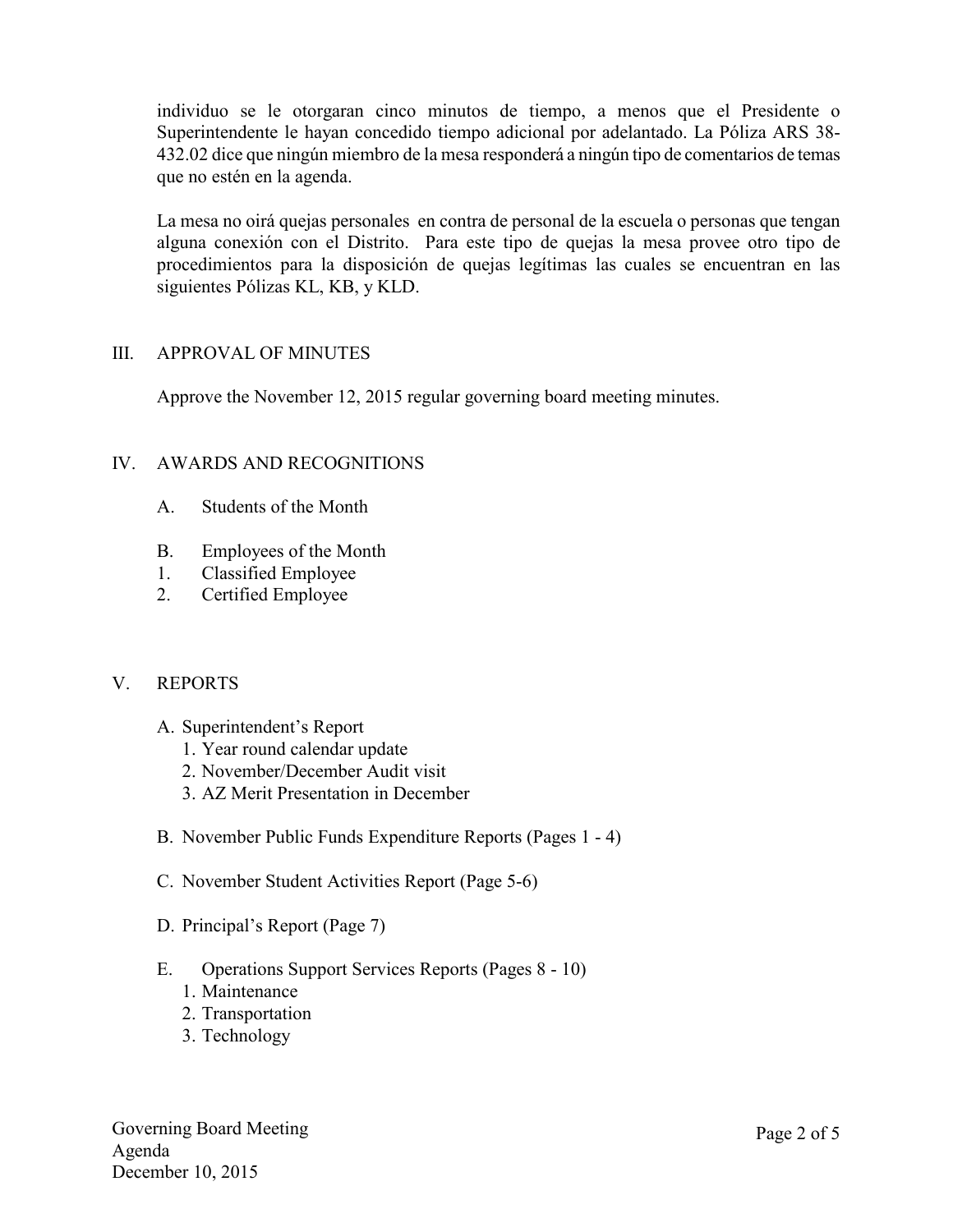individuo se le otorgaran cinco minutos de tiempo, a menos que el Presidente o Superintendente le hayan concedido tiempo adicional por adelantado. La Póliza ARS 38-432.02 dice que ningún miembro de la mesa responderá a ningún tipo de comentarios de temas que no estén en la agenda.

La mesa no oirá quejas personales en contra de personal de la escuela o personas que tengan alguna conexión con el Distrito. Para este tipo de quejas la mesa provee otro tipo de procedimientos para la disposición de quejas legítimas las cuales se encuentran en las siguientes Pólizas KL, KB, y KLD.

## III. APPROVAL OF MINUTES

Approve the November 12, 2015 regular governing board meeting minutes.

## IV. AWARDS AND RECOGNITIONS

A. Students of the Month

B. Employees of the Month
1. Classified Employee
2. Certified Employee

## V. REPORTS

A. Superintendent's Report
   1. Year round calendar update
   2. November/December Audit visit
   3. AZ Merit Presentation in December

B. November Public Funds Expenditure Reports (Pages 1 - 4)

C. November Student Activities Report (Page 5-6)

D. Principal's Report (Page 7)

E. Operations Support Services Reports (Pages 8 - 10)
   1. Maintenance
   2. Transportation
   3. Technology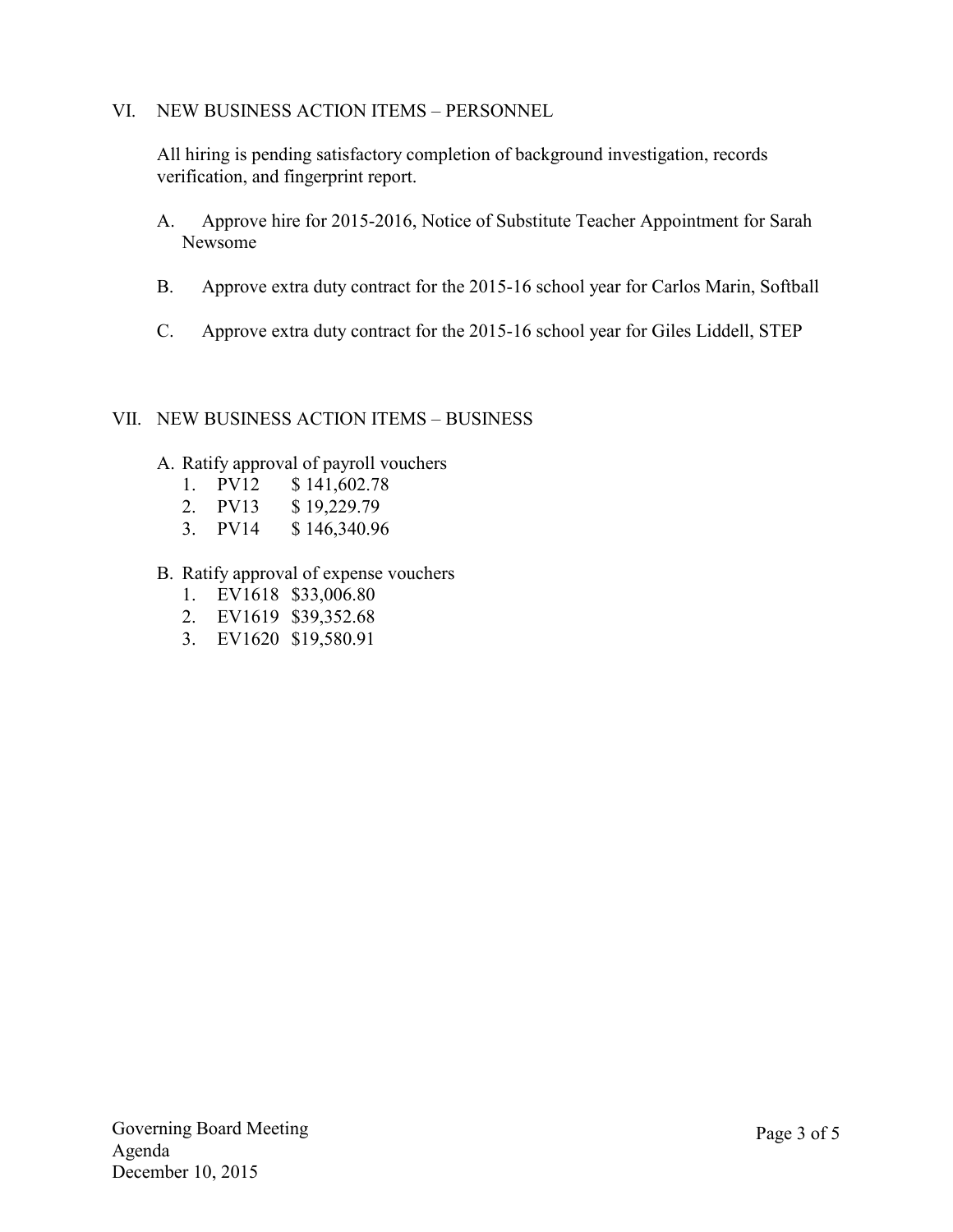## VI. NEW BUSINESS ACTION ITEMS – PERSONNEL

All hiring is pending satisfactory completion of background investigation, records verification, and fingerprint report.

A. Approve hire for 2015-2016, Notice of Substitute Teacher Appointment for Sarah Newsome

B. Approve extra duty contract for the 2015-16 school year for Carlos Marin, Softball

C. Approve extra duty contract for the 2015-16 school year for Giles Liddell, STEP

## VII. NEW BUSINESS ACTION ITEMS – BUSINESS

A. Ratify approval of payroll vouchers
   1. PV12 $ 141,602.78
   2. PV13 $ 19,229.79
   3. PV14 $ 146,340.96

B. Ratify approval of expense vouchers
   1. EV1618 $33,006.80
   2. EV1619 $39,352.68
   3. EV1620 $19,580.91

Governing Board Meeting
Agenda
December 10, 2015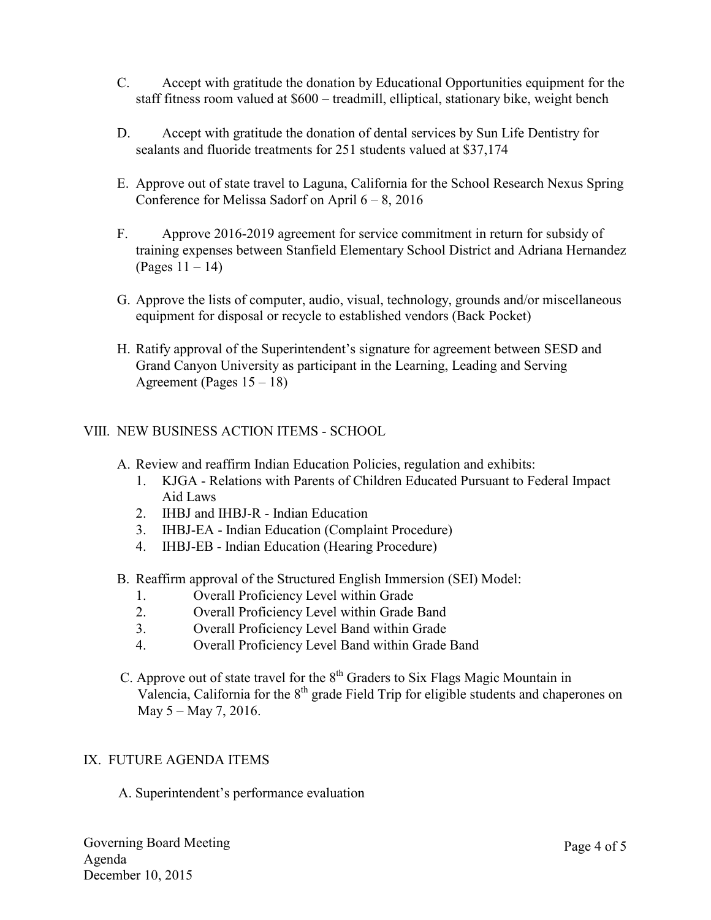C. Accept with gratitude the donation by Educational Opportunities equipment for the staff fitness room valued at $600 – treadmill, elliptical, stationary bike, weight bench

D. Accept with gratitude the donation of dental services by Sun Life Dentistry for sealants and fluoride treatments for 251 students valued at $37,174

E. Approve out of state travel to Laguna, California for the School Research Nexus Spring Conference for Melissa Sadorf on April 6 – 8, 2016

F. Approve 2016-2019 agreement for service commitment in return for subsidy of training expenses between Stanfield Elementary School District and Adriana Hernandez (Pages 11 – 14)

G. Approve the lists of computer, audio, visual, technology, grounds and/or miscellaneous equipment for disposal or recycle to established vendors (Back Pocket)

H. Ratify approval of the Superintendent's signature for agreement between SESD and Grand Canyon University as participant in the Learning, Leading and Serving Agreement (Pages 15 – 18)

## VIII. NEW BUSINESS ACTION ITEMS - SCHOOL

A. Review and reaffirm Indian Education Policies, regulation and exhibits:
   1. KJGA - Relations with Parents of Children Educated Pursuant to Federal Impact Aid Laws
   2. IHBJ and IHBJ-R - Indian Education
   3. IHBJ-EA - Indian Education (Complaint Procedure)
   4. IHBJ-EB - Indian Education (Hearing Procedure)

B. Reaffirm approval of the Structured English Immersion (SEI) Model:
   1. Overall Proficiency Level within Grade
   2. Overall Proficiency Level within Grade Band
   3. Overall Proficiency Level Band within Grade
   4. Overall Proficiency Level Band within Grade Band

C. Approve out of state travel for the 8th Graders to Six Flags Magic Mountain in Valencia, California for the 8th grade Field Trip for eligible students and chaperones on May 5 – May 7, 2016.

## IX. FUTURE AGENDA ITEMS

A. Superintendent's performance evaluation

Governing Board Meeting
Agenda
December 10, 2015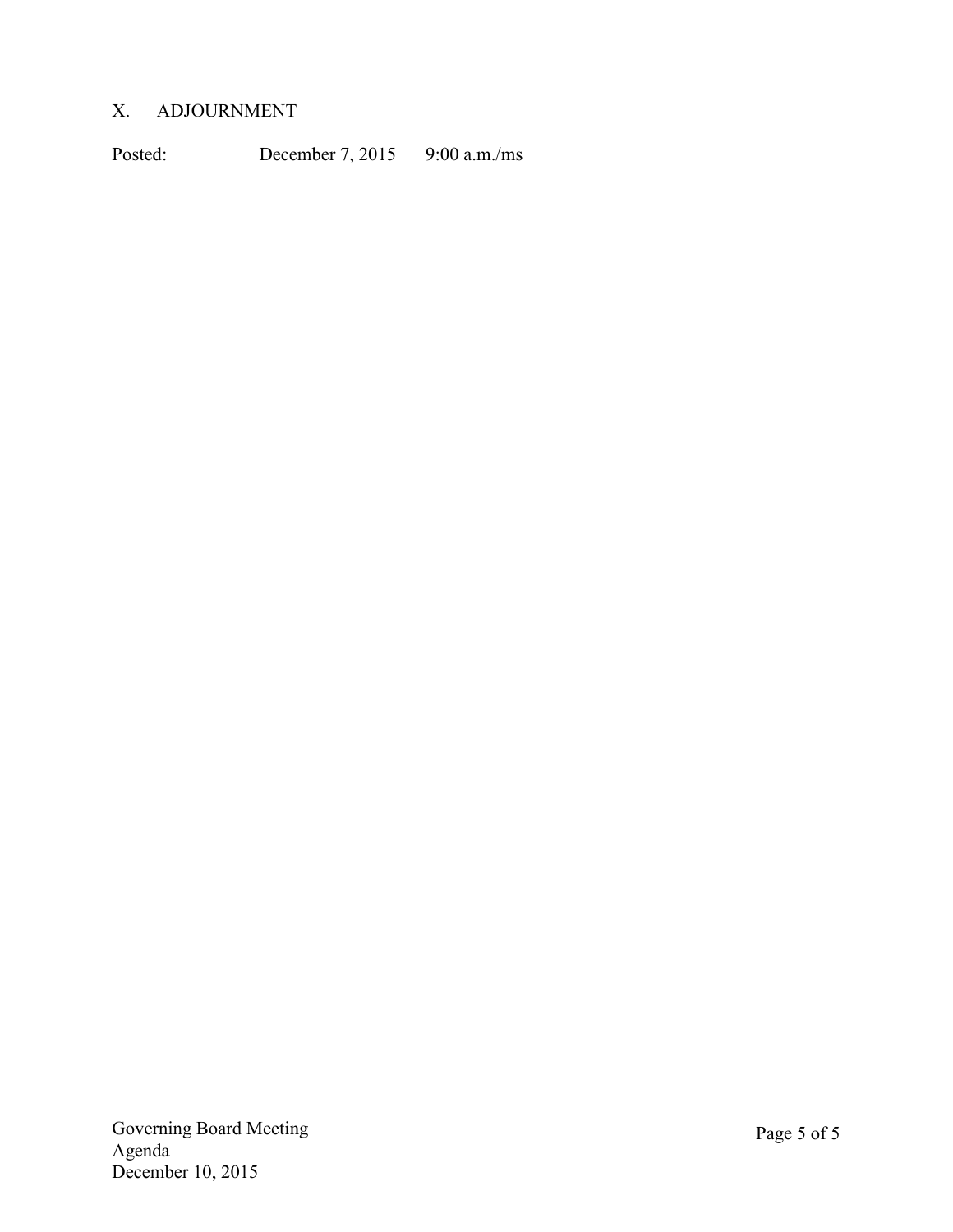## X. ADJOURNMENT

Posted: December 7, 2015 9:00 a.m./ms